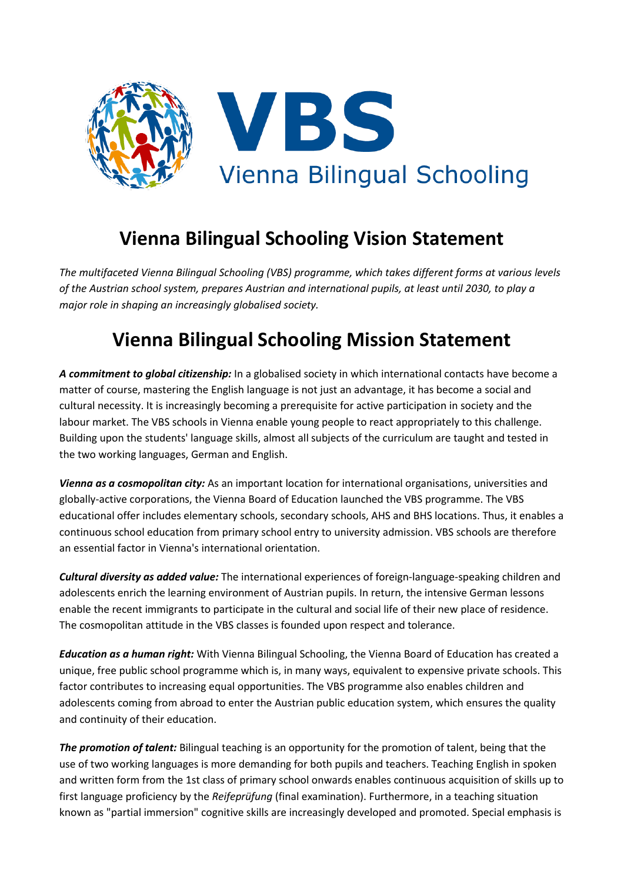VBS
Vienna Bilingual Schooling

# Vienna Bilingual Schooling Vision Statement

*The multifaceted Vienna Bilingual Schooling (VBS) programme, which takes different forms at various levels of the Austrian school system, prepares Austrian and international pupils, at least until 2030, to play a major role in shaping an increasingly globalised society.*

# Vienna Bilingual Schooling Mission Statement

***A commitment to global citizenship:*** In a globalised society in which international contacts have become a matter of course, mastering the English language is not just an advantage, it has become a social and cultural necessity. It is increasingly becoming a prerequisite for active participation in society and the labour market. The VBS schools in Vienna enable young people to react appropriately to this challenge. Building upon the students' language skills, almost all subjects of the curriculum are taught and tested in the two working languages, German and English.

***Vienna as a cosmopolitan city:*** As an important location for international organisations, universities and globally-active corporations, the Vienna Board of Education launched the VBS programme. The VBS educational offer includes elementary schools, secondary schools, AHS and BHS locations. Thus, it enables a continuous school education from primary school entry to university admission. VBS schools are therefore an essential factor in Vienna's international orientation.

***Cultural diversity as added value:*** The international experiences of foreign-language-speaking children and adolescents enrich the learning environment of Austrian pupils. In return, the intensive German lessons enable the recent immigrants to participate in the cultural and social life of their new place of residence. The cosmopolitan attitude in the VBS classes is founded upon respect and tolerance.

***Education as a human right:*** With Vienna Bilingual Schooling, the Vienna Board of Education has created a unique, free public school programme which is, in many ways, equivalent to expensive private schools. This factor contributes to increasing equal opportunities. The VBS programme also enables children and adolescents coming from abroad to enter the Austrian public education system, which ensures the quality and continuity of their education.

***The promotion of talent:*** Bilingual teaching is an opportunity for the promotion of talent, being that the use of two working languages is more demanding for both pupils and teachers. Teaching English in spoken and written form from the 1st class of primary school onwards enables continuous acquisition of skills up to first language proficiency by the *Reifeprüfung* (final examination). Furthermore, in a teaching situation known as "partial immersion" cognitive skills are increasingly developed and promoted. Special emphasis is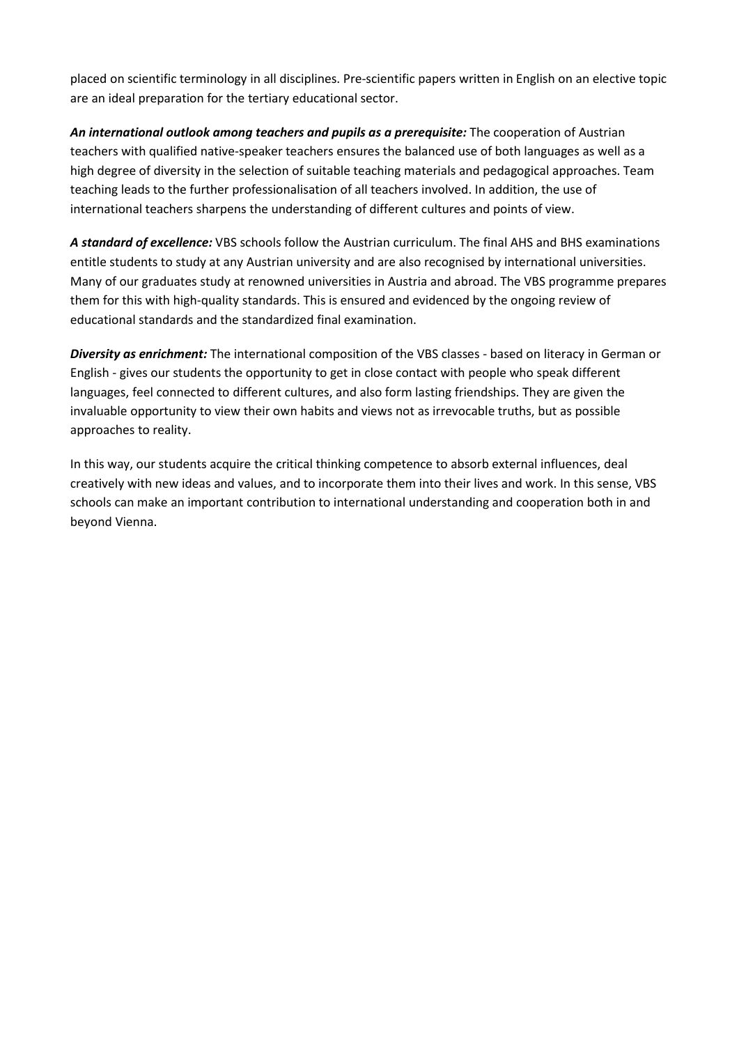placed on scientific terminology in all disciplines. Pre-scientific papers written in English on an elective topic are an ideal preparation for the tertiary educational sector.

***An international outlook among teachers and pupils as a prerequisite:*** The cooperation of Austrian teachers with qualified native-speaker teachers ensures the balanced use of both languages as well as a high degree of diversity in the selection of suitable teaching materials and pedagogical approaches. Team teaching leads to the further professionalisation of all teachers involved. In addition, the use of international teachers sharpens the understanding of different cultures and points of view.

***A standard of excellence:*** VBS schools follow the Austrian curriculum. The final AHS and BHS examinations entitle students to study at any Austrian university and are also recognised by international universities. Many of our graduates study at renowned universities in Austria and abroad. The VBS programme prepares them for this with high-quality standards. This is ensured and evidenced by the ongoing review of educational standards and the standardized final examination.

***Diversity as enrichment:*** The international composition of the VBS classes - based on literacy in German or English - gives our students the opportunity to get in close contact with people who speak different languages, feel connected to different cultures, and also form lasting friendships. They are given the invaluable opportunity to view their own habits and views not as irrevocable truths, but as possible approaches to reality.

In this way, our students acquire the critical thinking competence to absorb external influences, deal creatively with new ideas and values, and to incorporate them into their lives and work. In this sense, VBS schools can make an important contribution to international understanding and cooperation both in and beyond Vienna.